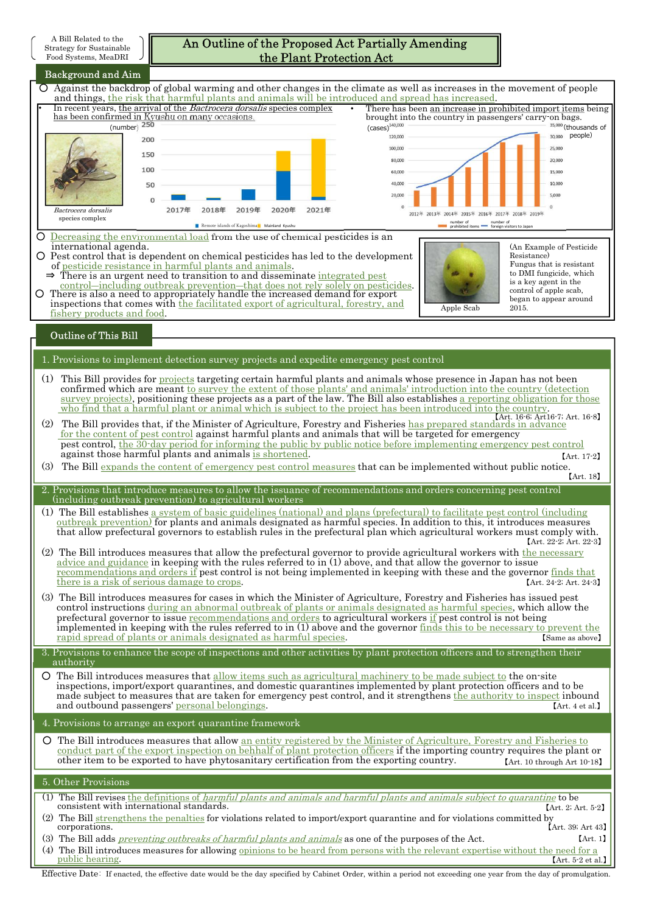A Bill Related to the Strategy for Sustainable Food Systems, MeaDRI

# An Outline of the Proposed Act Partially Amending the Plant Protection Act

## Background and Aim

- Against the backdrop of global warming and other changes in the climate as well as increases in the movement of people and things, the risk that harmful plants and animals will be introduced and spread has increased.
  - In recent years, the arrival of the *Bactrocera dorsalis* species complex has been confirmed in Kyushu on many occasions.

    *Bactrocera dorsalis* species complex

    (number) 250, 200, 150, 100, 50, 0 — 2017年, 2018年, 2019年, 2020年, 2021年 — Remote islands of Kagoshima / Mainland Kyushu

  - There has been an increase in prohibited import items being brought into the country in passengers' carry-on bags.

    (cases) 140,000 … 0 / (thousands of people) 35,000 … 0 — 2012年 – 2019年 — number of prohibited items / number of foreign visitors to Japan

- Decreasing the environmental load from the use of chemical pesticides is an international agenda.
- Pest control that is dependent on chemical pesticides has led to the development of pesticide resistance in harmful plants and animals.
  - ⇒ There is an urgent need to transition to and disseminate integrated pest control—including outbreak prevention—that does not rely solely on pesticides.
- There is also a need to appropriately handle the increased demand for export inspections that comes with the facilitated export of agricultural, forestry, and fishery products and food.

(An Example of Pesticide Resistance) Fungus that is resistant to DMI fungicide, which is a key agent in the control of apple scab, began to appear around 2015.

Apple Scab

## Outline of This Bill

### 1. Provisions to implement detection survey projects and expedite emergency pest control

(1) This Bill provides for projects targeting certain harmful plants and animals whose presence in Japan has not been confirmed which are meant to survey the extent of those plants' and animals' introduction into the country (detection survey projects), positioning these projects as a part of the law. The Bill also establishes a reporting obligation for those who find that a harmful plant or animal which is subject to the project has been introduced into the country. 【Art. 16-6; Art16-7; Art. 16-8】

(2) The Bill provides that, if the Minister of Agriculture, Forestry and Fisheries has prepared standards in advance for the content of pest control against harmful plants and animals that will be targeted for emergency pest control, the 30-day period for informing the public by public notice before implementing emergency pest control against those harmful plants and animals is shortened. 【Art. 17-2】

(3) The Bill expands the content of emergency pest control measures that can be implemented without public notice. 【Art. 18】

### 2. Provisions that introduce measures to allow the issuance of recommendations and orders concerning pest control (including outbreak prevention) to agricultural workers

(1) The Bill establishes a system of basic guidelines (national) and plans (prefectural) to facilitate pest control (including outbreak prevention) for plants and animals designated as harmful species. In addition to this, it introduces measures that allow prefectural governors to establish rules in the prefectural plan which agricultural workers must comply with. 【Art. 22-2; Art. 22-3】

(2) The Bill introduces measures that allow the prefectural governor to provide agricultural workers with the necessary advice and guidance in keeping with the rules referred to in (1) above, and that allow the governor to issue recommendations and orders if pest control is not being implemented in keeping with these and the governor finds that there is a risk of serious damage to crops. 【Art. 24-2; Art. 24-3】

(3) The Bill introduces measures for cases in which the Minister of Agriculture, Forestry and Fisheries has issued pest control instructions during an abnormal outbreak of plants or animals designated as harmful species, which allow the prefectural governor to issue recommendations and orders to agricultural workers if pest control is not being implemented in keeping with the rules referred to in (1) above and the governor finds this to be necessary to prevent the rapid spread of plants or animals designated as harmful species. 【Same as above】

### 3. Provisions to enhance the scope of inspections and other activities by plant protection officers and to strengthen their authority

- The Bill introduces measures that allow items such as agricultural machinery to be made subject to the on-site inspections, import/export quarantines, and domestic quarantines implemented by plant protection officers and to be made subject to measures that are taken for emergency pest control, and it strengthens the authority to inspect inbound and outbound passengers' personal belongings. 【Art. 4 et al.】

### 4. Provisions to arrange an export quarantine framework

- The Bill introduces measures that allow an entity registered by the Minister of Agriculture, Forestry and Fisheries to conduct part of the export inspection on behalf of plant protection officers if the importing country requires the plant or other item to be exported to have phytosanitary certification from the exporting country. 【Art. 10 through Art 10-18】

### 5. Other Provisions

(1) The Bill revises the definitions of *harmful plants and animals and harmful plants and animals subject to quarantine* to be consistent with international standards. 【Art. 2; Art. 5-2】

(2) The Bill strengthens the penalties for violations related to import/export quarantine and for violations committed by corporations. 【Art. 39; Art 43】

(3) The Bill adds *preventing outbreaks of harmful plants and animals* as one of the purposes of the Act. 【Art. 1】

(4) The Bill introduces measures for allowing opinions to be heard from persons with the relevant expertise without the need for a public hearing. 【Art. 5-2 et al.】

Effective Date: If enacted, the effective date would be the day specified by Cabinet Order, within a period not exceeding one year from the day of promulgation.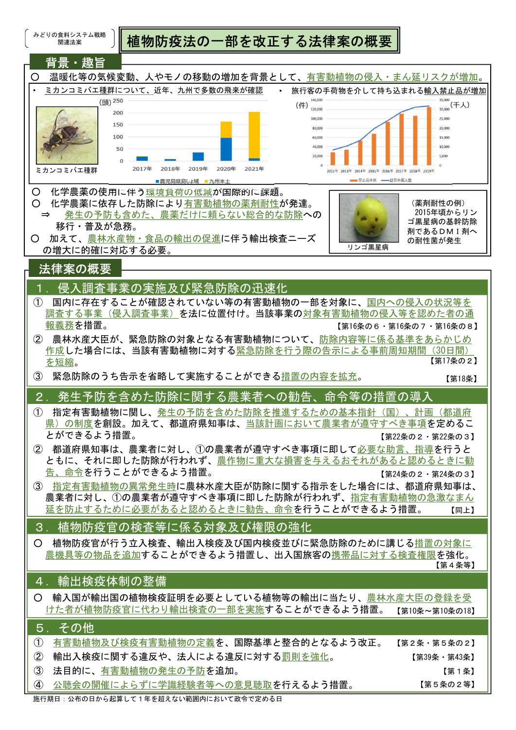みどりの食料システム戦略
関連法案

# 植物防疫法の一部を改正する法律案の概要

## 背景・趣旨

○　温暖化等の気候変動、人やモノの移動の増加を背景として、有害植物の侵入・まん延リスクが増加。

・ミカンコミバエ種群について、近年、九州で多数の飛来が確認

(頭)
250
200
150
100
50
0
2017年
2018年
2019年
2020年
2021年
■鹿児島県島しょ域　■九州本土

ミカンコミバエ種群

・旅行客の手荷物を介して持ち込まれる輸入禁止品が増加

(件)
140,000
120,000
100,000
80,000
60,000
40,000
20,000
0
(千人)
35,000
30,000
25,000
20,000
15,000
10,000
5,000
0
2012年 2013年 2014年 2015年 2016年 2017年 2018年 2019年
■禁止品件数　―訪日外国人数

○　化学農薬の使用に伴う環境負荷の低減が国際的に課題。
○　化学農薬に依存した防除により有害植物の薬剤耐性が発達。
　⇒　発生の予防も含めた、農薬だけに頼らない総合的な防除への移行・普及が急務。
○　加えて、農林水産物・食品の輸出の促進に伴う輸出検査ニーズの増大に的確に対応する必要。

（薬剤耐性の例）
2015年頃からリンゴ黒星病の基幹防除剤であるＤＭＩ剤への耐性菌が発生

リンゴ黒星病

## 法律案の概要

### １．侵入調査事業の実施及び緊急防除の迅速化

①　国内に存在することが確認されていない等の有害植物の一部を対象に、国内への侵入の状況等を調査する事業（侵入調査事業）を法に位置付け。当該事業の対象有害植物の侵入等を認めた者の通報義務を措置。【第16条の６・第16条の７・第16条の８】

②　農林水産大臣が、緊急防除の対象となる有害植物について、防除内容等に係る基準をあらかじめ作成した場合には、当該有害植物に対する緊急防除を行う際の告示による事前周知期間（30日間）を短縮。【第17条の２】

③　緊急防除のうち告示を省略して実施することができる措置の内容を拡充。【第18条】

### ２．発生予防を含めた防除に関する農業者への勧告、命令等の措置の導入

①　指定有害動植物に関し、発生の予防を含めた防除を推進するための基本指針（国）、計画（都道府県）の制度を創設。加えて、都道府県知事は、当該計画において農業者が遵守すべき事項を定めることができるよう措置。【第22条の２・第22条の３】

②　都道府県知事は、農業者に対し、①の農業者が遵守すべき事項に即して必要な助言、指導を行うとともに、それに即した防除が行われず、農作物に重大な損害を与えるおそれがあると認めるときに勧告、命令を行うことができるよう措置。【第24条の２・第24条の３】

③　指定有害動植物の異常発生時に農林水産大臣が防除に関する指示をした場合には、都道府県知事は、農業者に対し、①の農業者が遵守すべき事項に即した防除が行われず、指定有害動植物の急激なまん延を防止するために必要があると認めるときに勧告、命令を行うことができるよう措置。【同上】

### ３．植物防疫官の検査等に係る対象及び権限の強化

○　植物防疫官が行う立入検査、輸出入検疫及び国内検疫並びに緊急防除のために講じる措置の対象に農機具等の物品を追加することができるよう措置し、出入国旅客の携帯品に対する検査権限を強化。【第４条等】

### ４．輸出検疫体制の整備

○　輸入国が輸出国の植物検疫証明を必要としている植物等の輸出に当たり、農林水産大臣の登録を受けた者が植物防疫官に代わり輸出検査の一部を実施することができるよう措置。【第10条～第10条の18】

### ５．その他

①　有害植物及び検疫有害植物の定義を、国際基準と整合的となるよう改正。【第２条・第５条の２】
②　輸出入検疫に関する違反や、法人による違反に対する罰則を強化。【第39条・第43条】
③　法目的に、有害植物の発生の予防を追加。【第１条】
④　公聴会の開催によらずに学識経験者等への意見聴取を行えるよう措置。【第５条の２等】

施行期日：公布の日から起算して１年を超えない範囲内において政令で定める日